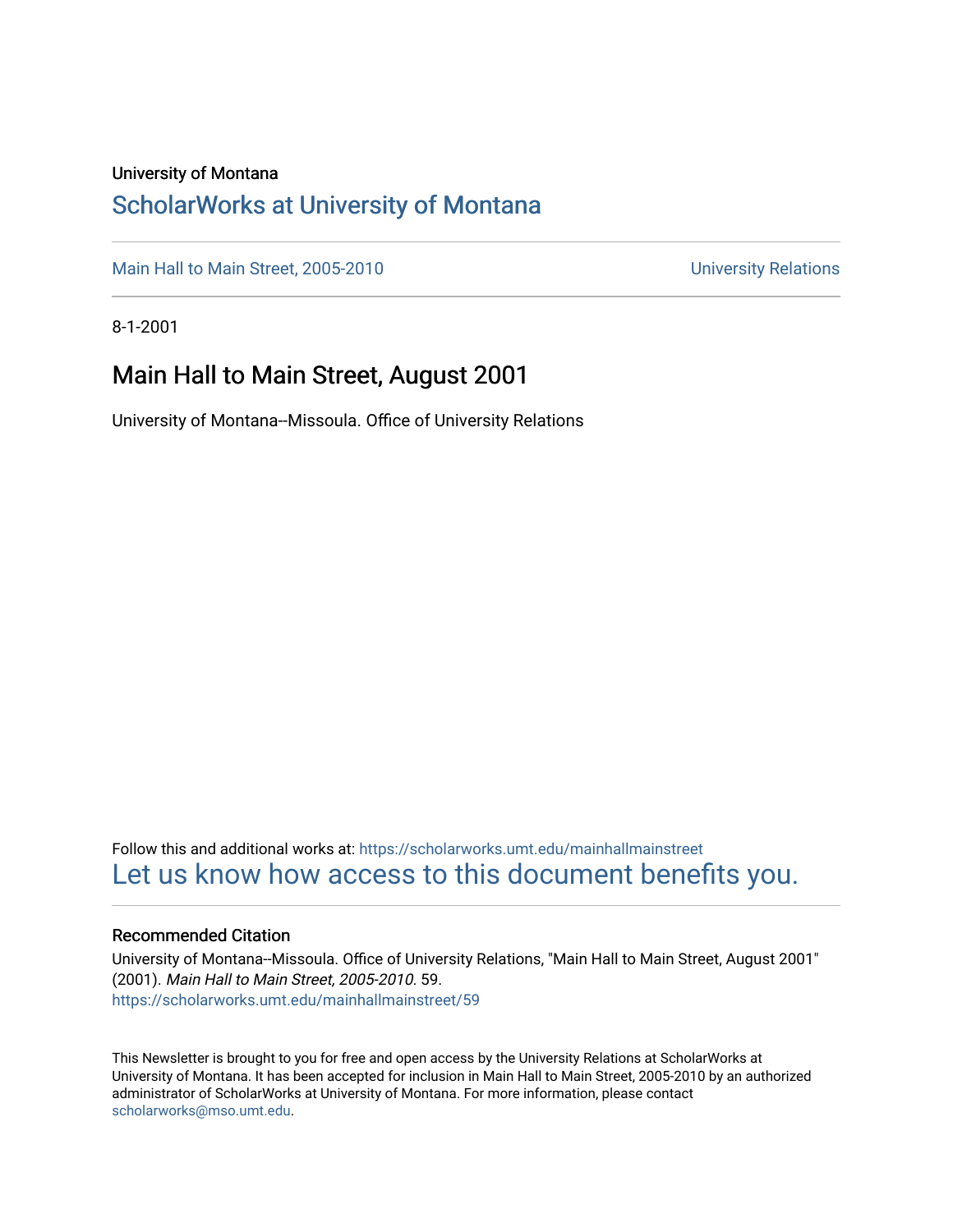University of Montana

# ScholarWorks at University of Montana

Main Hall to Main Street, 2005-2010

University Relations

8-1-2001

## Main Hall to Main Street, August 2001

University of Montana--Missoula. Office of University Relations

Follow this and additional works at: https://scholarworks.umt.edu/mainhallmainstreet

Let us know how access to this document benefits you.

### Recommended Citation

University of Montana--Missoula. Office of University Relations, "Main Hall to Main Street, August 2001" (2001). *Main Hall to Main Street, 2005-2010*. 59.
https://scholarworks.umt.edu/mainhallmainstreet/59

This Newsletter is brought to you for free and open access by the University Relations at ScholarWorks at University of Montana. It has been accepted for inclusion in Main Hall to Main Street, 2005-2010 by an authorized administrator of ScholarWorks at University of Montana. For more information, please contact scholarworks@mso.umt.edu.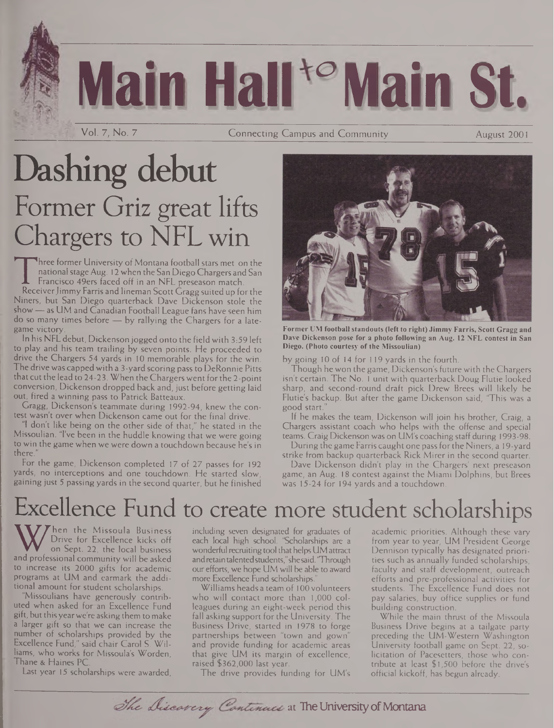# Main Hall to Main St.

Vol. 7, No. 7 — Connecting Campus and Community — August 2001

# Dashing debut

## Former Griz great lifts Chargers to NFL win

Three former University of Montana football stars met on the national stage Aug. 12 when the San Diego Chargers and San Francisco 49ers faced off in an NFL preseason match.

Receiver Jimmy Farris and lineman Scott Gragg suited up for the Niners, but San Diego quarterback Dave Dickenson stole the show — as UM and Canadian Football League fans have seen him do so many times before — by rallying the Chargers for a late-game victory.

In his NFL debut, Dickenson jogged onto the field with 3:59 left to play and his team trailing by seven points. He proceeded to drive the Chargers 54 yards in 10 memorable plays for the win. The drive was capped with a 3-yard scoring pass to DeRonnie Pitts that cut the lead to 24-23. When the Chargers went for the 2-point conversion, Dickenson dropped back and, just before getting laid out, fired a winning pass to Patrick Batteaux.

Gragg, Dickenson's teammate during 1992-94, knew the contest wasn't over when Dickenson came out for the final drive.

"I don't like being on the other side of that," he stated in the Missoulian. "I've been in the huddle knowing that we were going to win the game when we were down a touchdown because he's in there."

For the game, Dickenson completed 17 of 27 passes for 192 yards, no interceptions and one touchdown. He started slow, gaining just 5 passing yards in the second quarter, but he finished by going 10 of 14 for 119 yards in the fourth.

Former UM football standouts (left to right) Jimmy Farris, Scott Gragg and Dave Dickenson pose for a photo following an Aug. 12 NFL contest in San Diego. (Photo courtesy of the Missoulian)

Though he won the game, Dickenson's future with the Chargers isn't certain. The No. 1 unit with quarterback Doug Flutie looked sharp, and second-round draft pick Drew Brees will likely be Flutie's backup. But after the game Dickenson said, "This was a good start."

If he makes the team, Dickenson will join his brother, Craig, a Chargers assistant coach who helps with the offense and special teams. Craig Dickenson was on UM's coaching staff during 1993-98.

During the game Farris caught one pass for the Niners, a 19-yard strike from backup quarterback Rick Mirer in the second quarter.

Dave Dickenson didn't play in the Chargers' next preseason game, an Aug. 18 contest against the Miami Dolphins, but Brees was 15-24 for 194 yards and a touchdown.

# Excellence Fund to create more student scholarships

When the Missoula Business Drive for Excellence kicks off on Sept. 22, the local business and professional community will be asked to increase its 2000 gifts for academic programs at UM and earmark the additional amount for student scholarships.

"Missoulians have generously contributed when asked for an Excellence Fund gift, but this year we're asking them to make a larger gift so that we can increase the number of scholarships provided by the Excellence Fund," said chair Carol S. Williams, who works for Missoula's Worden, Thane & Haines PC.

Last year 15 scholarships were awarded, including seven designated for graduates of each local high school. "Scholarships are a wonderful recruiting tool that helps UM attract and retain talented students," she said. "Through our efforts, we hope UM will be able to award more Excellence Fund scholarships."

Williams heads a team of 100 volunteers who will contact more than 1,000 colleagues during an eight-week period this fall asking support for the University. The Business Drive, started in 1978 to forge partnerships between "town and gown" and provide funding for academic areas that give UM its margin of excellence, raised $362,000 last year.

The drive provides funding for UM's academic priorities. Although these vary from year to year, UM President George Dennison typically has designated priorities such as annually funded scholarships, faculty and staff development, outreach efforts and pre-professional activities for students. The Excellence Fund does not pay salaries, buy office supplies or fund building construction.

While the main thrust of the Missoula Business Drive begins at a tailgate party preceding the UM-Western Washington University football game on Sept. 22, solicitation of Pacesetters, those who contribute at least $1,500 before the drive's official kickoff, has begun already.

*The Discovery Continues* at The University of Montana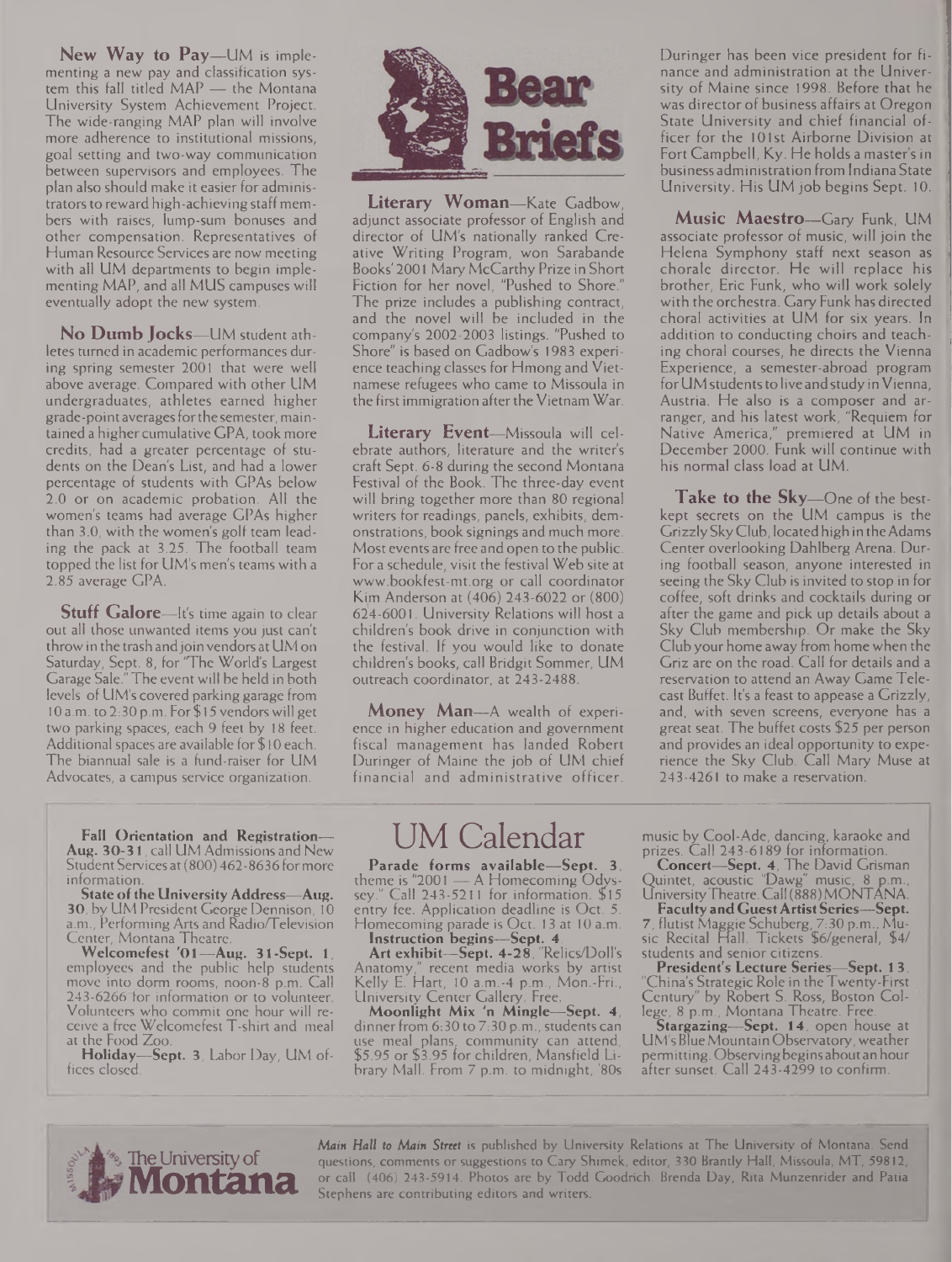# Bear Briefs

**New Way to Pay**—UM is implementing a new pay and classification system this fall titled MAP — the Montana University System Achievement Project. The wide-ranging MAP plan will involve more adherence to institutional missions, goal setting and two-way communication between supervisors and employees. The plan also should make it easier for administrators to reward high-achieving staff members with raises, lump-sum bonuses and other compensation. Representatives of Human Resource Services are now meeting with all UM departments to begin implementing MAP, and all MUS campuses will eventually adopt the new system.

**No Dumb Jocks**—UM student athletes turned in academic performances during spring semester 2001 that were well above average. Compared with other UM undergraduates, athletes earned higher grade-point averages for the semester, maintained a higher cumulative GPA, took more credits, had a greater percentage of students on the Dean's List, and had a lower percentage of students with GPAs below 2.0 or on academic probation. All the women's teams had average GPAs higher than 3.0, with the women's golf team leading the pack at 3.25. The football team topped the list for UM's men's teams with a 2.85 average GPA.

**Stuff Galore**—It's time again to clear out all those unwanted items you just can't throw in the trash and join vendors at UM on Saturday, Sept. 8, for "The World's Largest Garage Sale." The event will be held in both levels of UM's covered parking garage from 10 a.m. to 2:30 p.m. For $15 vendors will get two parking spaces, each 9 feet by 18 feet. Additional spaces are available for $10 each. The biannual sale is a fund-raiser for UM Advocates, a campus service organization.

**Literary Woman**—Kate Gadbow, adjunct associate professor of English and director of UM's nationally ranked Creative Writing Program, won Sarabande Books' 2001 Mary McCarthy Prize in Short Fiction for her novel, "Pushed to Shore." The prize includes a publishing contract, and the novel will be included in the company's 2002-2003 listings. "Pushed to Shore" is based on Gadbow's 1983 experience teaching classes for Hmong and Vietnamese refugees who came to Missoula in the first immigration after the Vietnam War.

**Literary Event**—Missoula will celebrate authors, literature and the writer's craft Sept. 6-8 during the second Montana Festival of the Book. The three-day event will bring together more than 80 regional writers for readings, panels, exhibits, demonstrations, book signings and much more. Most events are free and open to the public. For a schedule, visit the festival Web site at www.bookfest-mt.org or call coordinator Kim Anderson at (406) 243-6022 or (800) 624-6001. University Relations will host a children's book drive in conjunction with the festival. If you would like to donate children's books, call Bridgit Sommer, UM outreach coordinator, at 243-2488.

**Money Man**—A wealth of experience in higher education and government fiscal management has landed Robert Duringer of Maine the job of UM chief financial and administrative officer. Duringer has been vice president for finance and administration at the University of Maine since 1998. Before that he was director of business affairs at Oregon State University and chief financial officer for the 101st Airborne Division at Fort Campbell, Ky. He holds a master's in business administration from Indiana State University. His UM job begins Sept. 10.

**Music Maestro**—Gary Funk, UM associate professor of music, will join the Helena Symphony staff next season as chorale director. He will replace his brother, Eric Funk, who will work solely with the orchestra. Gary Funk has directed choral activities at UM for six years. In addition to conducting choirs and teaching choral courses, he directs the Vienna Experience, a semester-abroad program for UM students to live and study in Vienna, Austria. He also is a composer and arranger, and his latest work, "Requiem for Native America," premiered at UM in December 2000. Funk will continue with his normal class load at UM.

**Take to the Sky**—One of the best-kept secrets on the UM campus is the Grizzly Sky Club, located high in the Adams Center overlooking Dahlberg Arena. During football season, anyone interested in seeing the Sky Club is invited to stop in for coffee, soft drinks and cocktails during or after the game and pick up details about a Sky Club membership. Or make the Sky Club your home away from home when the Griz are on the road. Call for details and a reservation to attend an Away Game Telecast Buffet. It's a feast to appease a Grizzly, and, with seven screens, everyone has a great seat. The buffet costs $25 per person and provides an ideal opportunity to experience the Sky Club. Call Mary Muse at 243-4261 to make a reservation.

# UM Calendar

**Fall Orientation and Registration—Aug. 30-31**, call UM Admissions and New Student Services at (800) 462-8636 for more information.

**State of the University Address—Aug. 30**, by UM President George Dennison, 10 a.m., Performing Arts and Radio/Television Center, Montana Theatre.

**Welcomefest '01—Aug. 31-Sept. 1**, employees and the public help students move into dorm rooms, noon-8 p.m. Call 243-6266 for information or to volunteer. Volunteers who commit one hour will receive a free Welcomefest T-shirt and meal at the Food Zoo.

**Holiday—Sept. 3**, Labor Day, UM offices closed.

**Parade forms available—Sept. 3**, theme is "2001 — A Homecoming Odyssey." Call 243-5211 for information. $15 entry fee. Application deadline is Oct. 5. Homecoming parade is Oct. 13 at 10 a.m.

**Instruction begins—Sept. 4**.

**Art exhibit—Sept. 4-28**, "Relics/Doll's Anatomy," recent media works by artist Kelly E. Hart, 10 a.m.-4 p.m., Mon.-Fri., University Center Gallery. Free.

**Moonlight Mix 'n Mingle—Sept. 4**, dinner from 6:30 to 7:30 p.m., students can use meal plans, community can attend, $5.95 or $3.95 for children, Mansfield Library Mall. From 7 p.m. to midnight, '80s music by Cool-Ade, dancing, karaoke and prizes. Call 243-6189 for information.

**Concert—Sept. 4**, The David Grisman Quintet, acoustic "Dawg" music, 8 p.m., University Theatre. Call (888) MONTANA.

**Faculty and Guest Artist Series—Sept. 7**, flutist Maggie Schuberg, 7:30 p.m., Music Recital Hall. Tickets $6/general, $4/students and senior citizens.

**President's Lecture Series—Sept. 13**, "China's Strategic Role in the Twenty-First Century" by Robert S. Ross, Boston College, 8 p.m., Montana Theatre. Free.

**Stargazing—Sept. 14**, open house at UM's Blue Mountain Observatory, weather permitting. Observing begins about an hour after sunset. Call 243-4299 to confirm.

The University of Montana

*Main Hall to Main Street* is published by University Relations at The University of Montana. Send questions, comments or suggestions to Cary Shimek, editor, 330 Brantly Hall, Missoula, MT, 59812, or call (406) 243-5914. Photos are by Todd Goodrich. Brenda Day, Rita Munzenrider and Patia Stephens are contributing editors and writers.